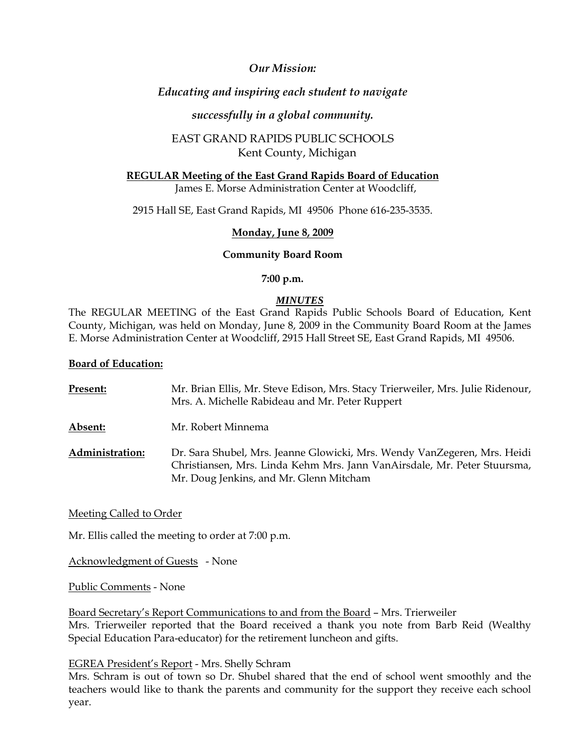*Our Mission:*

*Educating and inspiring each student to navigate*

*successfully in a global community.*

EAST GRAND RAPIDS PUBLIC SCHOOLS
Kent County, Michigan

**REGULAR Meeting of the East Grand Rapids Board of Education**
James E. Morse Administration Center at Woodcliff,

2915 Hall SE, East Grand Rapids, MI 49506 Phone 616-235-3535.

**Monday, June 8, 2009**

**Community Board Room**

**7:00 p.m.**

***MINUTES***

The REGULAR MEETING of the East Grand Rapids Public Schools Board of Education, Kent County, Michigan, was held on Monday, June 8, 2009 in the Community Board Room at the James E. Morse Administration Center at Woodcliff, 2915 Hall Street SE, East Grand Rapids, MI 49506.

**Board of Education:**

**Present:** Mr. Brian Ellis, Mr. Steve Edison, Mrs. Stacy Trierweiler, Mrs. Julie Ridenour, Mrs. A. Michelle Rabideau and Mr. Peter Ruppert

**Absent:** Mr. Robert Minnema

**Administration:** Dr. Sara Shubel, Mrs. Jeanne Glowicki, Mrs. Wendy VanZegeren, Mrs. Heidi Christiansen, Mrs. Linda Kehm Mrs. Jann VanAirsdale, Mr. Peter Stuursma, Mr. Doug Jenkins, and Mr. Glenn Mitcham

Meeting Called to Order

Mr. Ellis called the meeting to order at 7:00 p.m.

Acknowledgment of Guests - None

Public Comments - None

Board Secretary's Report Communications to and from the Board – Mrs. Trierweiler
Mrs. Trierweiler reported that the Board received a thank you note from Barb Reid (Wealthy Special Education Para-educator) for the retirement luncheon and gifts.

EGREA President's Report - Mrs. Shelly Schram
Mrs. Schram is out of town so Dr. Shubel shared that the end of school went smoothly and the teachers would like to thank the parents and community for the support they receive each school year.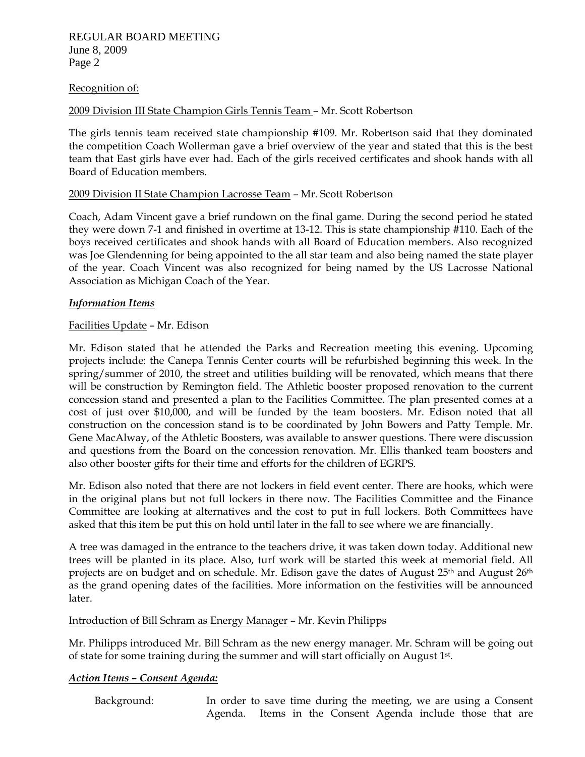Recognition of:

2009 Division III State Champion Girls Tennis Team – Mr. Scott Robertson

The girls tennis team received state championship #109. Mr. Robertson said that they dominated the competition Coach Wollerman gave a brief overview of the year and stated that this is the best team that East girls have ever had. Each of the girls received certificates and shook hands with all Board of Education members.

2009 Division II State Champion Lacrosse Team – Mr. Scott Robertson

Coach, Adam Vincent gave a brief rundown on the final game. During the second period he stated they were down 7-1 and finished in overtime at 13-12. This is state championship #110. Each of the boys received certificates and shook hands with all Board of Education members. Also recognized was Joe Glendenning for being appointed to the all star team and also being named the state player of the year. Coach Vincent was also recognized for being named by the US Lacrosse National Association as Michigan Coach of the Year.

***Information Items***

Facilities Update – Mr. Edison

Mr. Edison stated that he attended the Parks and Recreation meeting this evening. Upcoming projects include: the Canepa Tennis Center courts will be refurbished beginning this week. In the spring/summer of 2010, the street and utilities building will be renovated, which means that there will be construction by Remington field. The Athletic booster proposed renovation to the current concession stand and presented a plan to the Facilities Committee. The plan presented comes at a cost of just over $10,000, and will be funded by the team boosters. Mr. Edison noted that all construction on the concession stand is to be coordinated by John Bowers and Patty Temple. Mr. Gene MacAlway, of the Athletic Boosters, was available to answer questions. There were discussion and questions from the Board on the concession renovation. Mr. Ellis thanked team boosters and also other booster gifts for their time and efforts for the children of EGRPS.

Mr. Edison also noted that there are not lockers in field event center. There are hooks, which were in the original plans but not full lockers in there now. The Facilities Committee and the Finance Committee are looking at alternatives and the cost to put in full lockers. Both Committees have asked that this item be put this on hold until later in the fall to see where we are financially.

A tree was damaged in the entrance to the teachers drive, it was taken down today. Additional new trees will be planted in its place. Also, turf work will be started this week at memorial field. All projects are on budget and on schedule. Mr. Edison gave the dates of August 25th and August 26th as the grand opening dates of the facilities. More information on the festivities will be announced later.

Introduction of Bill Schram as Energy Manager – Mr. Kevin Philipps

Mr. Philipps introduced Mr. Bill Schram as the new energy manager. Mr. Schram will be going out of state for some training during the summer and will start officially on August 1st.

***Action Items – Consent Agenda:***

Background: In order to save time during the meeting, we are using a Consent Agenda. Items in the Consent Agenda include those that are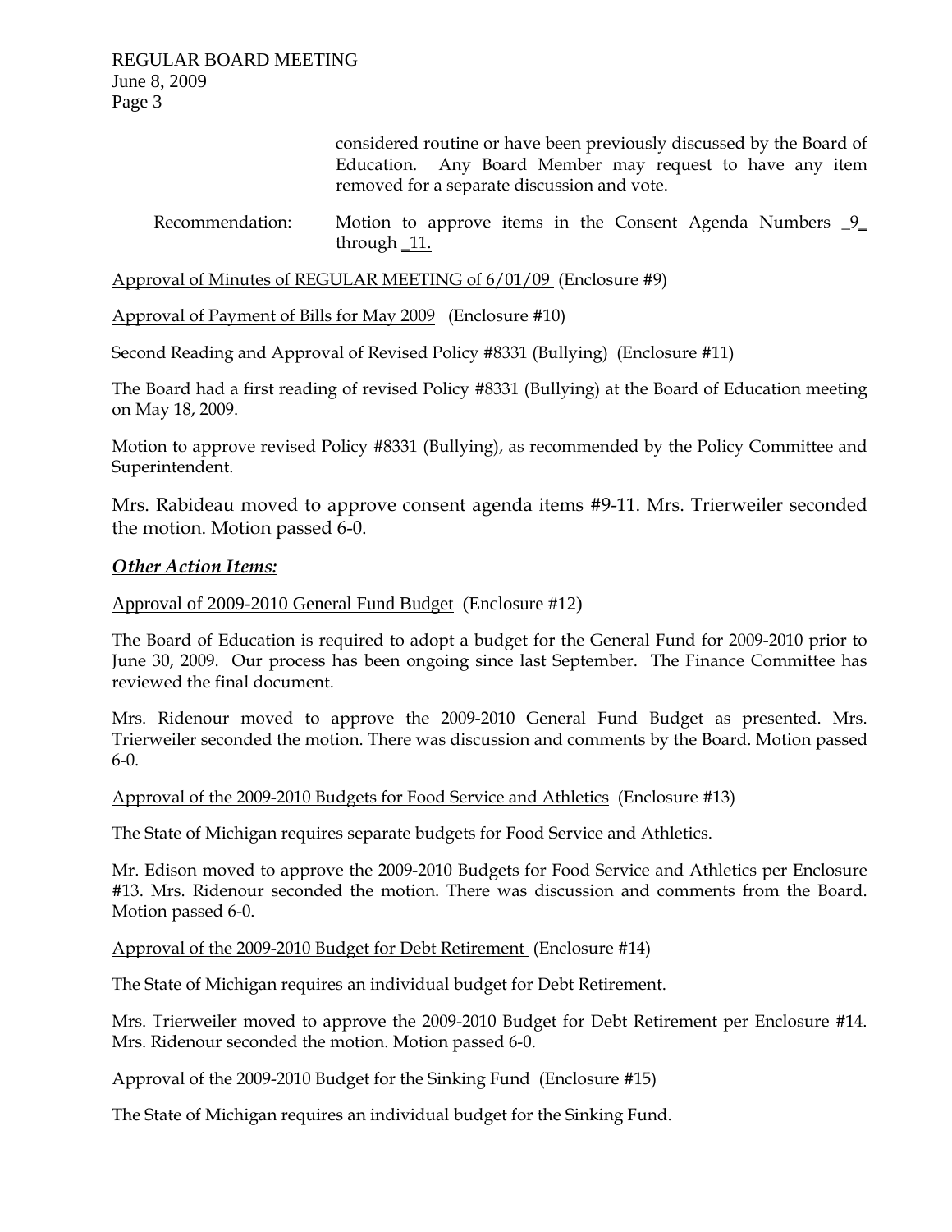considered routine or have been previously discussed by the Board of Education. Any Board Member may request to have any item removed for a separate discussion and vote.

Recommendation: Motion to approve items in the Consent Agenda Numbers _9_ through _11.

Approval of Minutes of REGULAR MEETING of 6/01/09 (Enclosure #9)

Approval of Payment of Bills for May 2009 (Enclosure #10)

Second Reading and Approval of Revised Policy #8331 (Bullying) (Enclosure #11)

The Board had a first reading of revised Policy #8331 (Bullying) at the Board of Education meeting on May 18, 2009.

Motion to approve revised Policy #8331 (Bullying), as recommended by the Policy Committee and Superintendent.

Mrs. Rabideau moved to approve consent agenda items #9-11. Mrs. Trierweiler seconded the motion. Motion passed 6-0.

***Other Action Items:***

Approval of 2009-2010 General Fund Budget (Enclosure #12)

The Board of Education is required to adopt a budget for the General Fund for 2009-2010 prior to June 30, 2009. Our process has been ongoing since last September. The Finance Committee has reviewed the final document.

Mrs. Ridenour moved to approve the 2009-2010 General Fund Budget as presented. Mrs. Trierweiler seconded the motion. There was discussion and comments by the Board. Motion passed 6-0.

Approval of the 2009-2010 Budgets for Food Service and Athletics (Enclosure #13)

The State of Michigan requires separate budgets for Food Service and Athletics.

Mr. Edison moved to approve the 2009-2010 Budgets for Food Service and Athletics per Enclosure #13. Mrs. Ridenour seconded the motion. There was discussion and comments from the Board. Motion passed 6-0.

Approval of the 2009-2010 Budget for Debt Retirement (Enclosure #14)

The State of Michigan requires an individual budget for Debt Retirement.

Mrs. Trierweiler moved to approve the 2009-2010 Budget for Debt Retirement per Enclosure #14. Mrs. Ridenour seconded the motion. Motion passed 6-0.

Approval of the 2009-2010 Budget for the Sinking Fund (Enclosure #15)

The State of Michigan requires an individual budget for the Sinking Fund.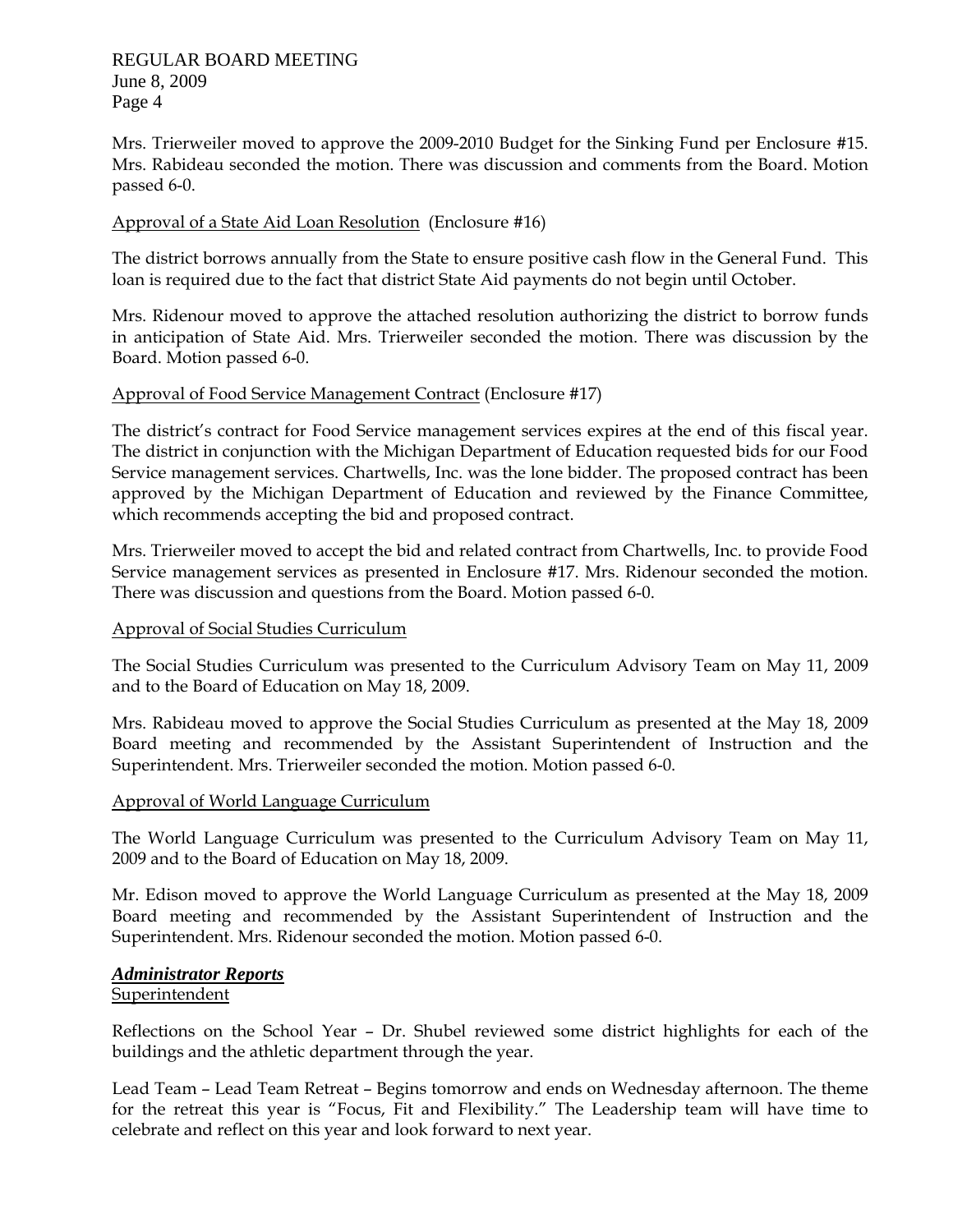Mrs. Trierweiler moved to approve the 2009-2010 Budget for the Sinking Fund per Enclosure #15. Mrs. Rabideau seconded the motion. There was discussion and comments from the Board. Motion passed 6-0.

Approval of a State Aid Loan Resolution (Enclosure #16)

The district borrows annually from the State to ensure positive cash flow in the General Fund. This loan is required due to the fact that district State Aid payments do not begin until October.

Mrs. Ridenour moved to approve the attached resolution authorizing the district to borrow funds in anticipation of State Aid. Mrs. Trierweiler seconded the motion. There was discussion by the Board. Motion passed 6-0.

Approval of Food Service Management Contract (Enclosure #17)

The district's contract for Food Service management services expires at the end of this fiscal year. The district in conjunction with the Michigan Department of Education requested bids for our Food Service management services. Chartwells, Inc. was the lone bidder. The proposed contract has been approved by the Michigan Department of Education and reviewed by the Finance Committee, which recommends accepting the bid and proposed contract.

Mrs. Trierweiler moved to accept the bid and related contract from Chartwells, Inc. to provide Food Service management services as presented in Enclosure #17. Mrs. Ridenour seconded the motion. There was discussion and questions from the Board. Motion passed 6-0.

Approval of Social Studies Curriculum

The Social Studies Curriculum was presented to the Curriculum Advisory Team on May 11, 2009 and to the Board of Education on May 18, 2009.

Mrs. Rabideau moved to approve the Social Studies Curriculum as presented at the May 18, 2009 Board meeting and recommended by the Assistant Superintendent of Instruction and the Superintendent. Mrs. Trierweiler seconded the motion. Motion passed 6-0.

Approval of World Language Curriculum

The World Language Curriculum was presented to the Curriculum Advisory Team on May 11, 2009 and to the Board of Education on May 18, 2009.

Mr. Edison moved to approve the World Language Curriculum as presented at the May 18, 2009 Board meeting and recommended by the Assistant Superintendent of Instruction and the Superintendent. Mrs. Ridenour seconded the motion. Motion passed 6-0.

***Administrator Reports***

Superintendent

Reflections on the School Year – Dr. Shubel reviewed some district highlights for each of the buildings and the athletic department through the year.

Lead Team – Lead Team Retreat – Begins tomorrow and ends on Wednesday afternoon. The theme for the retreat this year is "Focus, Fit and Flexibility." The Leadership team will have time to celebrate and reflect on this year and look forward to next year.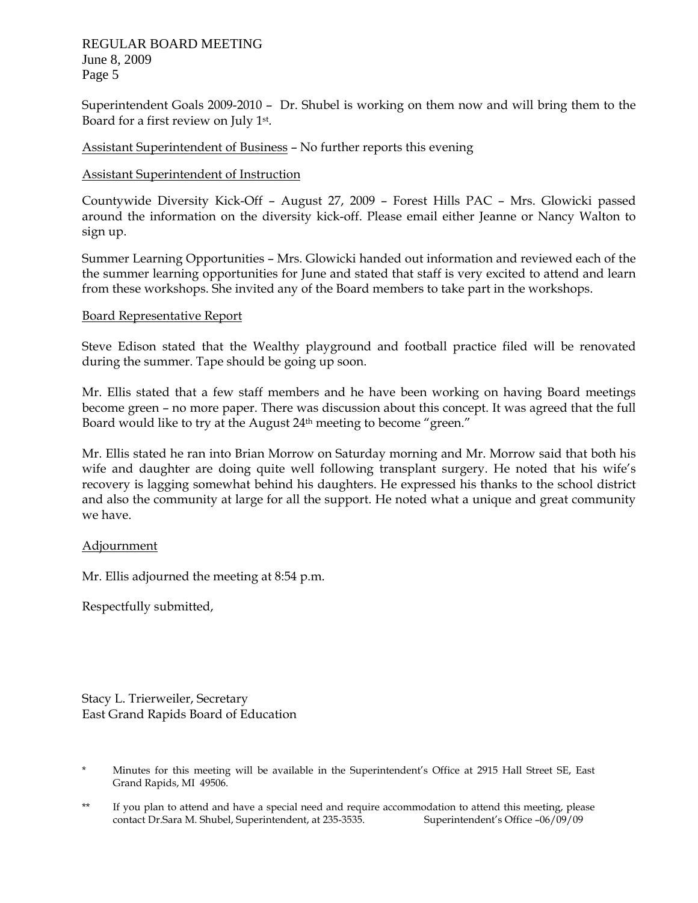Superintendent Goals 2009-2010 – Dr. Shubel is working on them now and will bring them to the Board for a first review on July 1st.

Assistant Superintendent of Business – No further reports this evening

Assistant Superintendent of Instruction

Countywide Diversity Kick-Off – August 27, 2009 – Forest Hills PAC – Mrs. Glowicki passed around the information on the diversity kick-off. Please email either Jeanne or Nancy Walton to sign up.

Summer Learning Opportunities – Mrs. Glowicki handed out information and reviewed each of the the summer learning opportunities for June and stated that staff is very excited to attend and learn from these workshops. She invited any of the Board members to take part in the workshops.

Board Representative Report

Steve Edison stated that the Wealthy playground and football practice filed will be renovated during the summer. Tape should be going up soon.

Mr. Ellis stated that a few staff members and he have been working on having Board meetings become green – no more paper. There was discussion about this concept. It was agreed that the full Board would like to try at the August 24th meeting to become "green."

Mr. Ellis stated he ran into Brian Morrow on Saturday morning and Mr. Morrow said that both his wife and daughter are doing quite well following transplant surgery. He noted that his wife's recovery is lagging somewhat behind his daughters. He expressed his thanks to the school district and also the community at large for all the support. He noted what a unique and great community we have.

Adjournment

Mr. Ellis adjourned the meeting at 8:54 p.m.

Respectfully submitted,

Stacy L. Trierweiler, Secretary
East Grand Rapids Board of Education

\* Minutes for this meeting will be available in the Superintendent's Office at 2915 Hall Street SE, East Grand Rapids, MI 49506.

\*\* If you plan to attend and have a special need and require accommodation to attend this meeting, please contact Dr.Sara M. Shubel, Superintendent, at 235-3535. Superintendent's Office –06/09/09